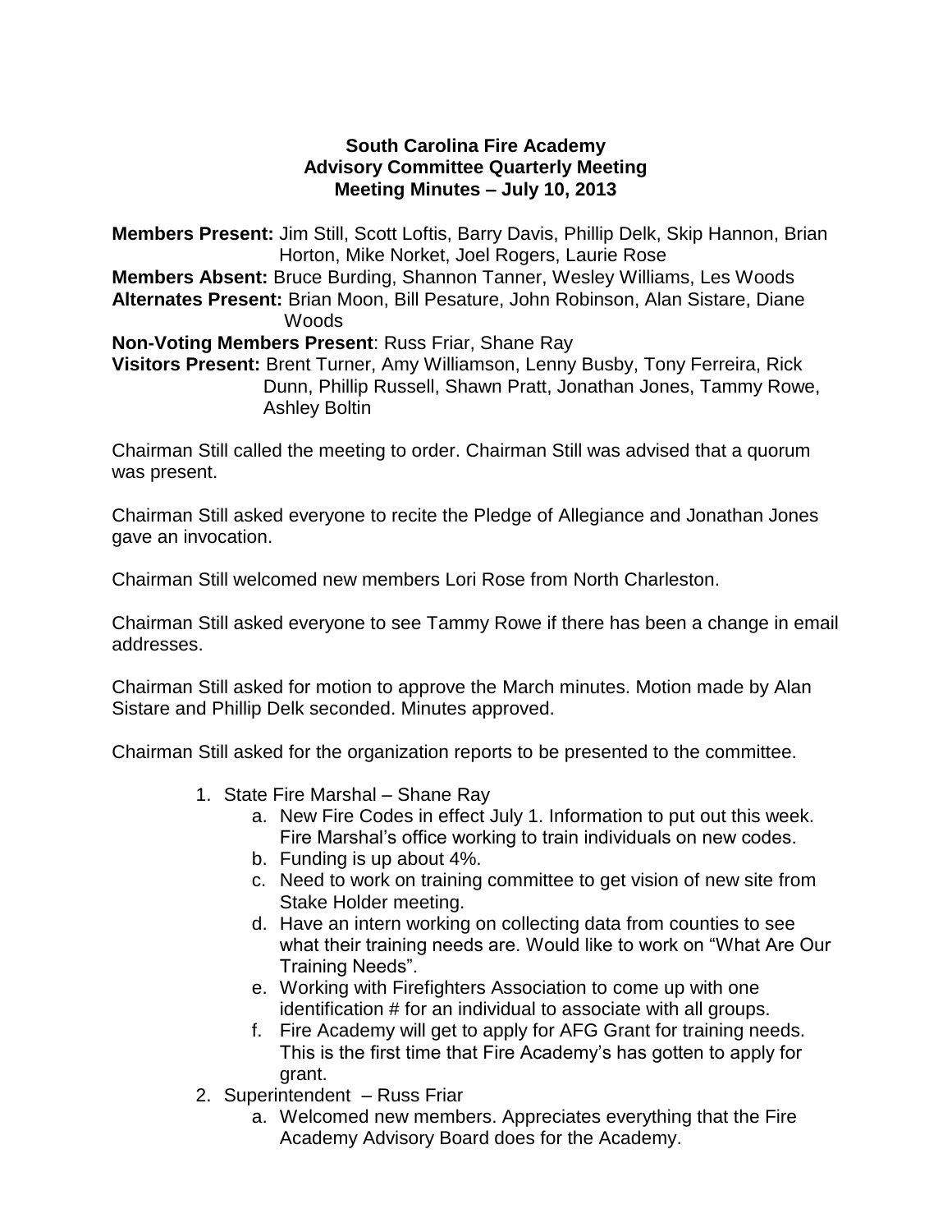**South Carolina Fire Academy**
**Advisory Committee Quarterly Meeting**
**Meeting Minutes – July 10, 2013**

**Members Present:** Jim Still, Scott Loftis, Barry Davis, Phillip Delk, Skip Hannon, Brian Horton, Mike Norket, Joel Rogers, Laurie Rose
**Members Absent:** Bruce Burding, Shannon Tanner, Wesley Williams, Les Woods
**Alternates Present:** Brian Moon, Bill Pesature, John Robinson, Alan Sistare, Diane Woods
**Non-Voting Members Present**: Russ Friar, Shane Ray
**Visitors Present:** Brent Turner, Amy Williamson, Lenny Busby, Tony Ferreira, Rick Dunn, Phillip Russell, Shawn Pratt, Jonathan Jones, Tammy Rowe, Ashley Boltin

Chairman Still called the meeting to order. Chairman Still was advised that a quorum was present.

Chairman Still asked everyone to recite the Pledge of Allegiance and Jonathan Jones gave an invocation.

Chairman Still welcomed new members Lori Rose from North Charleston.

Chairman Still asked everyone to see Tammy Rowe if there has been a change in email addresses.

Chairman Still asked for motion to approve the March minutes. Motion made by Alan Sistare and Phillip Delk seconded. Minutes approved.

Chairman Still asked for the organization reports to be presented to the committee.

1. State Fire Marshal – Shane Ray
    a. New Fire Codes in effect July 1. Information to put out this week. Fire Marshal's office working to train individuals on new codes.
    b. Funding is up about 4%.
    c. Need to work on training committee to get vision of new site from Stake Holder meeting.
    d. Have an intern working on collecting data from counties to see what their training needs are. Would like to work on "What Are Our Training Needs".
    e. Working with Firefighters Association to come up with one identification # for an individual to associate with all groups.
    f. Fire Academy will get to apply for AFG Grant for training needs. This is the first time that Fire Academy's has gotten to apply for grant.
2. Superintendent – Russ Friar
    a. Welcomed new members. Appreciates everything that the Fire Academy Advisory Board does for the Academy.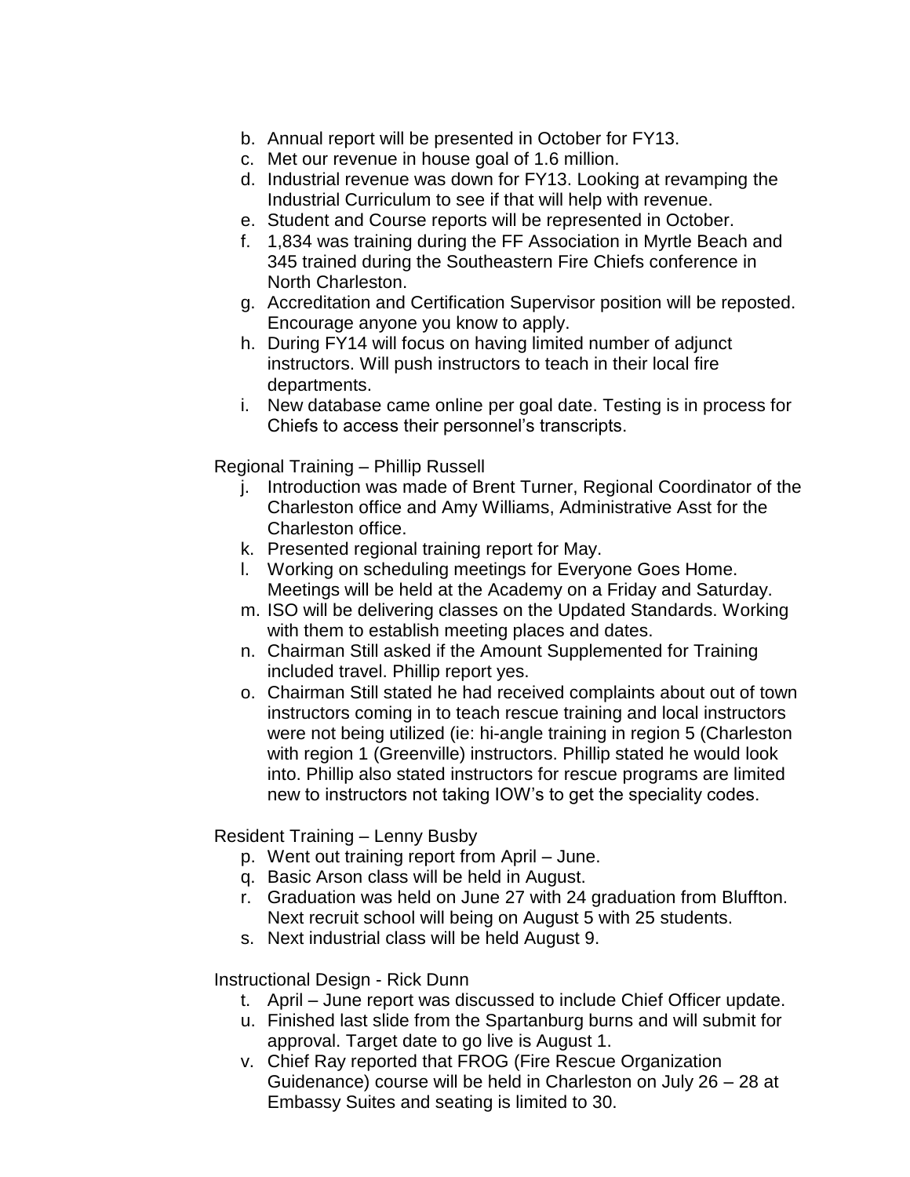b. Annual report will be presented in October for FY13.
c. Met our revenue in house goal of 1.6 million.
d. Industrial revenue was down for FY13. Looking at revamping the Industrial Curriculum to see if that will help with revenue.
e. Student and Course reports will be represented in October.
f. 1,834 was training during the FF Association in Myrtle Beach and 345 trained during the Southeastern Fire Chiefs conference in North Charleston.
g. Accreditation and Certification Supervisor position will be reposted. Encourage anyone you know to apply.
h. During FY14 will focus on having limited number of adjunct instructors. Will push instructors to teach in their local fire departments.
i. New database came online per goal date. Testing is in process for Chiefs to access their personnel's transcripts.

Regional Training – Phillip Russell

j. Introduction was made of Brent Turner, Regional Coordinator of the Charleston office and Amy Williams, Administrative Asst for the Charleston office.
k. Presented regional training report for May.
l. Working on scheduling meetings for Everyone Goes Home. Meetings will be held at the Academy on a Friday and Saturday.
m. ISO will be delivering classes on the Updated Standards. Working with them to establish meeting places and dates.
n. Chairman Still asked if the Amount Supplemented for Training included travel. Phillip report yes.
o. Chairman Still stated he had received complaints about out of town instructors coming in to teach rescue training and local instructors were not being utilized (ie: hi-angle training in region 5 (Charleston with region 1 (Greenville) instructors. Phillip stated he would look into. Phillip also stated instructors for rescue programs are limited new to instructors not taking IOW's to get the speciality codes.

Resident Training – Lenny Busby

p. Went out training report from April – June.
q. Basic Arson class will be held in August.
r. Graduation was held on June 27 with 24 graduation from Bluffton. Next recruit school will being on August 5 with 25 students.
s. Next industrial class will be held August 9.

Instructional Design - Rick Dunn

t. April – June report was discussed to include Chief Officer update.
u. Finished last slide from the Spartanburg burns and will submit for approval. Target date to go live is August 1.
v. Chief Ray reported that FROG (Fire Rescue Organization Guidenance) course will be held in Charleston on July 26 – 28 at Embassy Suites and seating is limited to 30.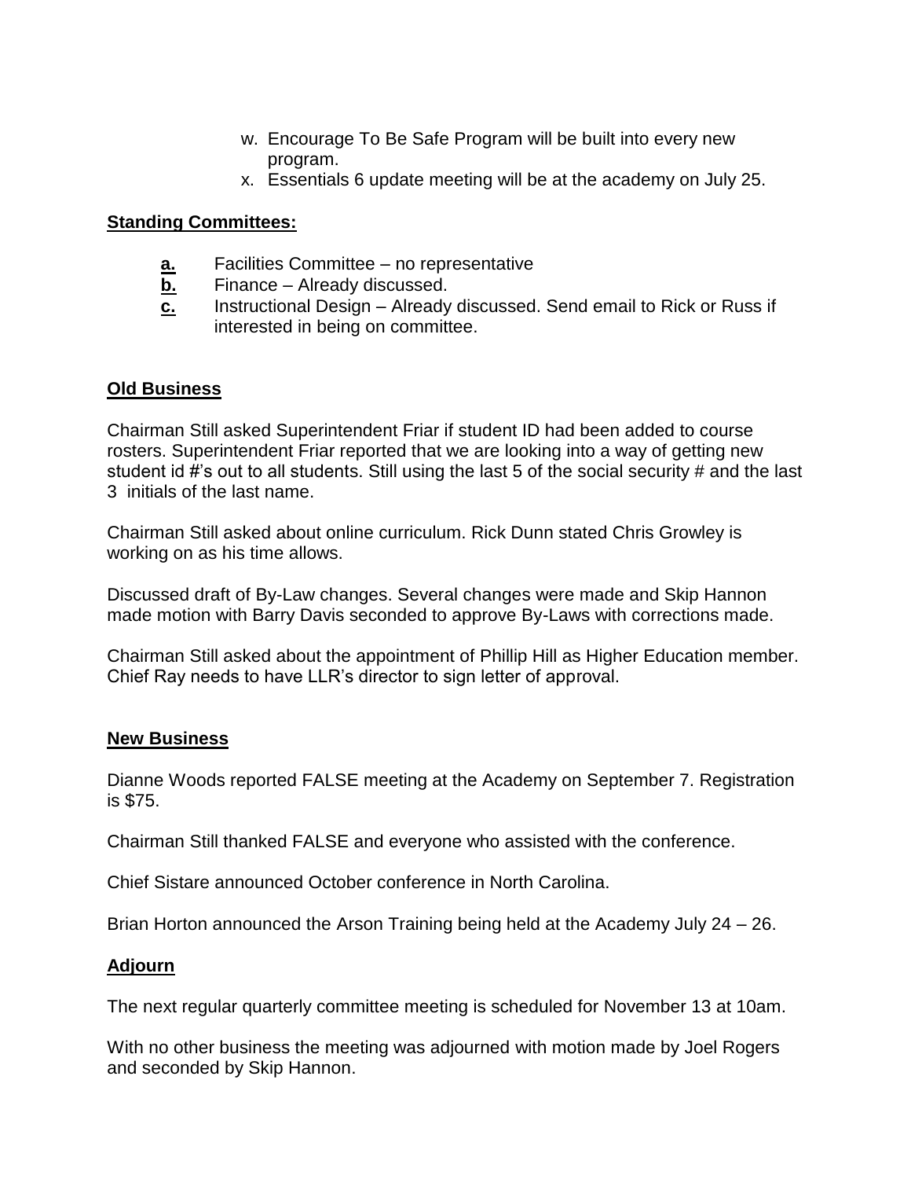w. Encourage To Be Safe Program will be built into every new program.
x. Essentials 6 update meeting will be at the academy on July 25.

**Standing Committees:**

**a.** Facilities Committee – no representative
**b.** Finance – Already discussed.
**c.** Instructional Design – Already discussed. Send email to Rick or Russ if interested in being on committee.

**Old Business**

Chairman Still asked Superintendent Friar if student ID had been added to course rosters. Superintendent Friar reported that we are looking into a way of getting new student id #'s out to all students. Still using the last 5 of the social security # and the last 3 initials of the last name.

Chairman Still asked about online curriculum. Rick Dunn stated Chris Growley is working on as his time allows.

Discussed draft of By-Law changes. Several changes were made and Skip Hannon made motion with Barry Davis seconded to approve By-Laws with corrections made.

Chairman Still asked about the appointment of Phillip Hill as Higher Education member. Chief Ray needs to have LLR's director to sign letter of approval.

**New Business**

Dianne Woods reported FALSE meeting at the Academy on September 7. Registration is $75.

Chairman Still thanked FALSE and everyone who assisted with the conference.

Chief Sistare announced October conference in North Carolina.

Brian Horton announced the Arson Training being held at the Academy July 24 – 26.

**Adjourn**

The next regular quarterly committee meeting is scheduled for November 13 at 10am.

With no other business the meeting was adjourned with motion made by Joel Rogers and seconded by Skip Hannon.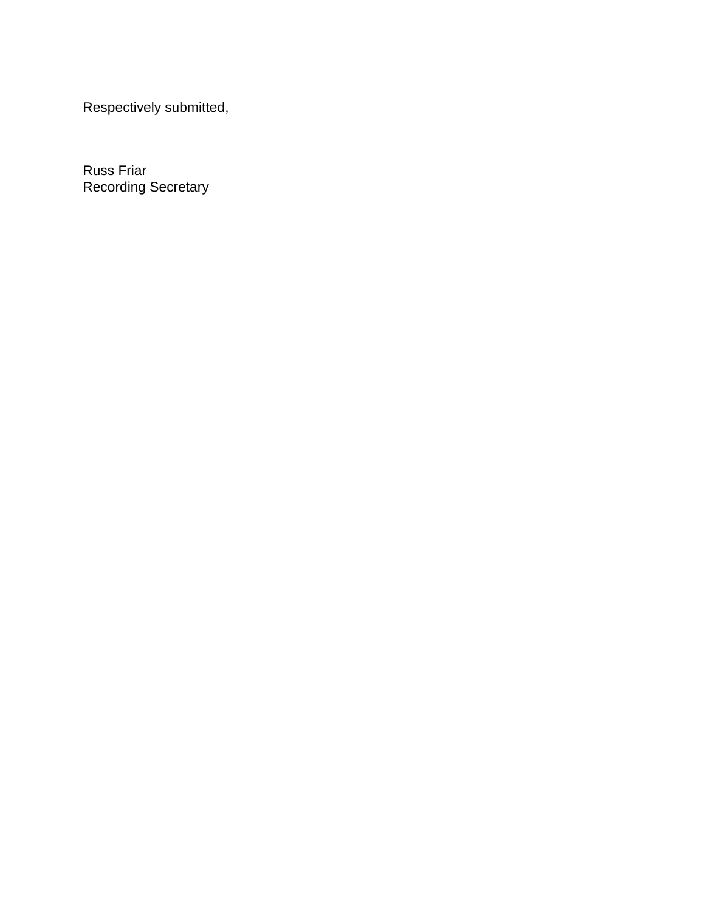Respectively submitted,

Russ Friar
Recording Secretary